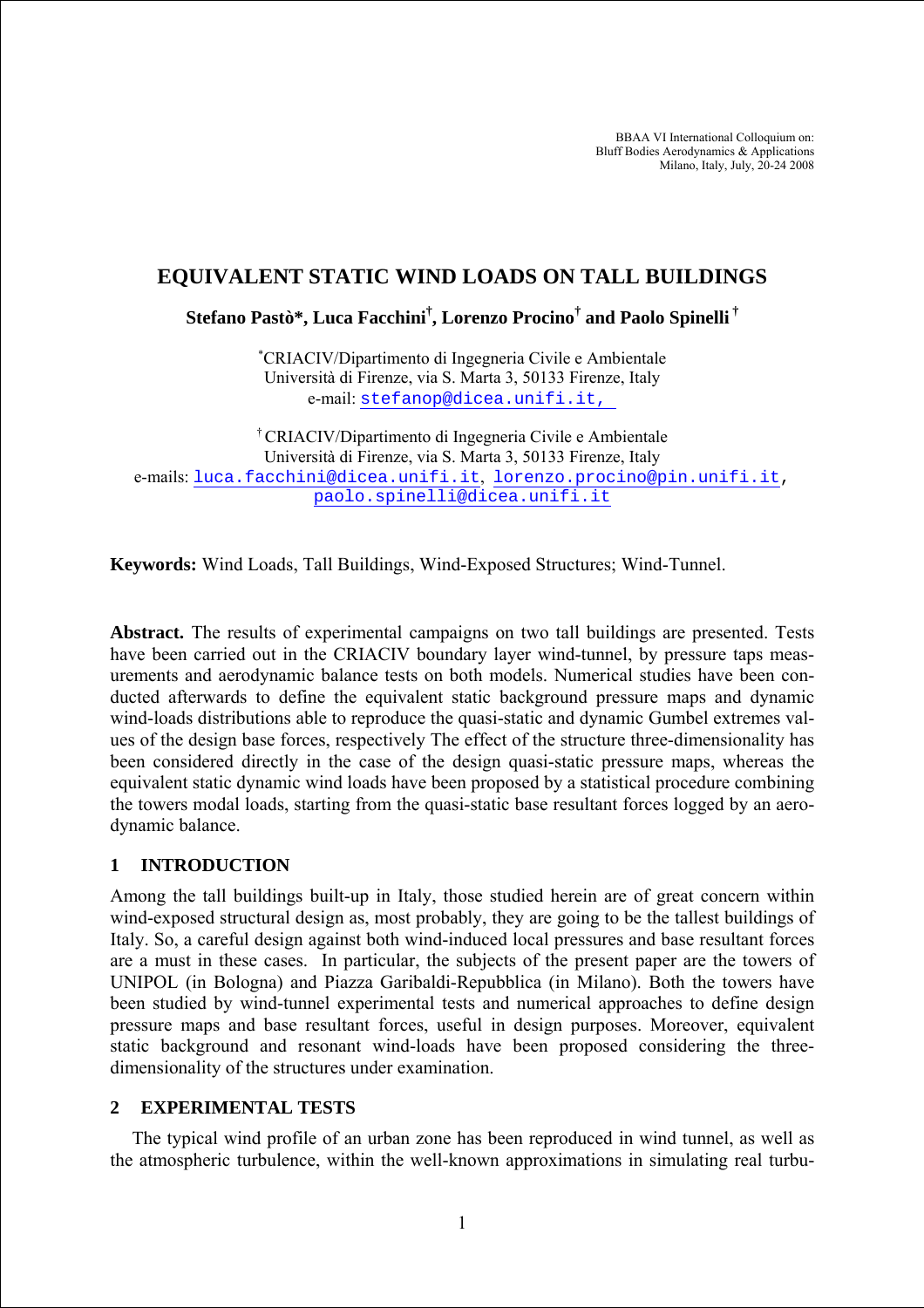BBAA VI International Colloquium on:
Bluff Bodies Aerodynamics & Applications
Milano, Italy, July, 20-24 2008

# EQUIVALENT STATIC WIND LOADS ON TALL BUILDINGS

**Stefano Pastò\*, Luca Facchini[†], Lorenzo Procino[†] and Paolo Spinelli [†]**

[*]CRIACIV/Dipartimento di Ingegneria Civile e Ambientale
Università di Firenze, via S. Marta 3, 50133 Firenze, Italy
e-mail: stefanop@dicea.unifi.it,

[†] CRIACIV/Dipartimento di Ingegneria Civile e Ambientale
Università di Firenze, via S. Marta 3, 50133 Firenze, Italy
e-mails: luca.facchini@dicea.unifi.it, lorenzo.procino@pin.unifi.it, paolo.spinelli@dicea.unifi.it

**Keywords:** Wind Loads, Tall Buildings, Wind-Exposed Structures; Wind-Tunnel.

**Abstract.** The results of experimental campaigns on two tall buildings are presented. Tests have been carried out in the CRIACIV boundary layer wind-tunnel, by pressure taps measurements and aerodynamic balance tests on both models. Numerical studies have been conducted afterwards to define the equivalent static background pressure maps and dynamic wind-loads distributions able to reproduce the quasi-static and dynamic Gumbel extremes values of the design base forces, respectively The effect of the structure three-dimensionality has been considered directly in the case of the design quasi-static pressure maps, whereas the equivalent static dynamic wind loads have been proposed by a statistical procedure combining the towers modal loads, starting from the quasi-static base resultant forces logged by an aerodynamic balance.

## 1 INTRODUCTION

Among the tall buildings built-up in Italy, those studied herein are of great concern within wind-exposed structural design as, most probably, they are going to be the tallest buildings of Italy. So, a careful design against both wind-induced local pressures and base resultant forces are a must in these cases. In particular, the subjects of the present paper are the towers of UNIPOL (in Bologna) and Piazza Garibaldi-Repubblica (in Milano). Both the towers have been studied by wind-tunnel experimental tests and numerical approaches to define design pressure maps and base resultant forces, useful in design purposes. Moreover, equivalent static background and resonant wind-loads have been proposed considering the three-dimensionality of the structures under examination.

## 2 EXPERIMENTAL TESTS

The typical wind profile of an urban zone has been reproduced in wind tunnel, as well as the atmospheric turbulence, within the well-known approximations in simulating real turbu-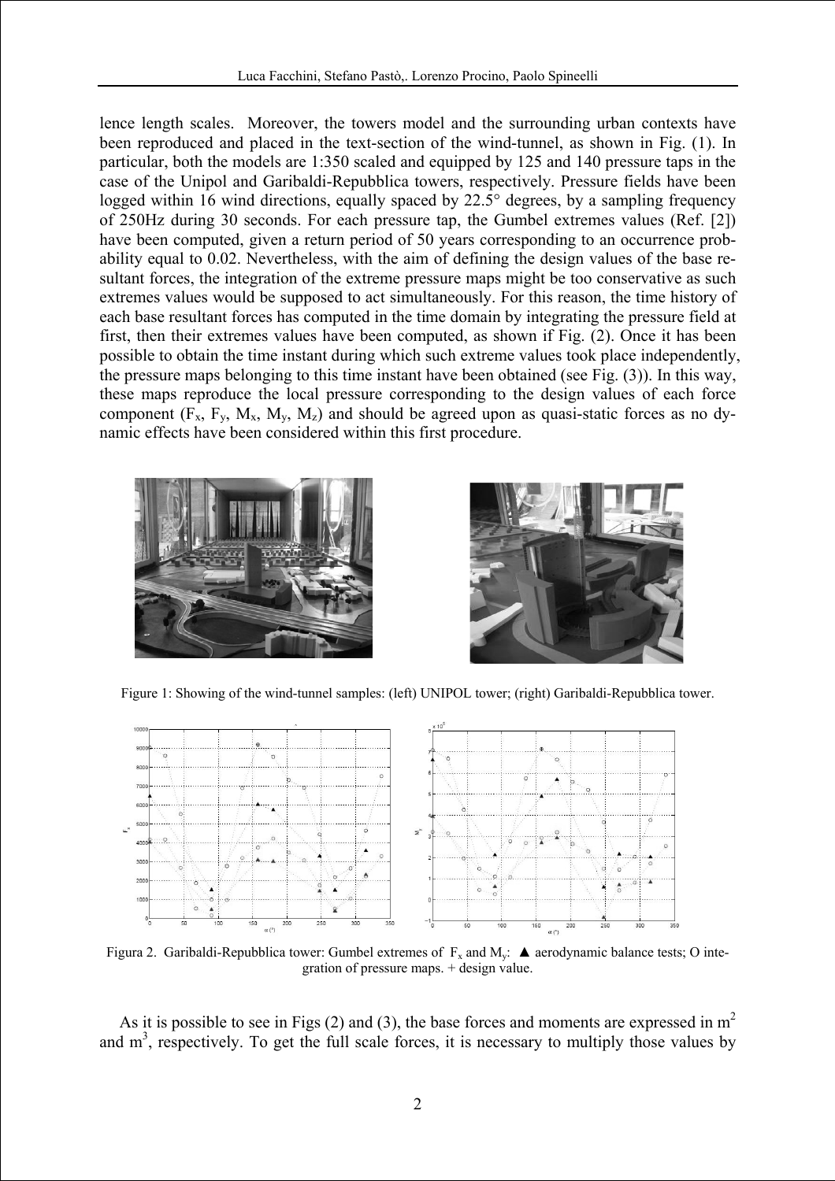lence length scales. Moreover, the towers model and the surrounding urban contexts have been reproduced and placed in the text-section of the wind-tunnel, as shown in Fig. (1). In particular, both the models are 1:350 scaled and equipped by 125 and 140 pressure taps in the case of the Unipol and Garibaldi-Repubblica towers, respectively. Pressure fields have been logged within 16 wind directions, equally spaced by 22.5° degrees, by a sampling frequency of 250Hz during 30 seconds. For each pressure tap, the Gumbel extremes values (Ref. [2]) have been computed, given a return period of 50 years corresponding to an occurrence probability equal to 0.02. Nevertheless, with the aim of defining the design values of the base resultant forces, the integration of the extreme pressure maps might be too conservative as such extremes values would be supposed to act simultaneously. For this reason, the time history of each base resultant forces has computed in the time domain by integrating the pressure field at first, then their extremes values have been computed, as shown if Fig. (2). Once it has been possible to obtain the time instant during which such extreme values took place independently, the pressure maps belonging to this time instant have been obtained (see Fig. (3)). In this way, these maps reproduce the local pressure corresponding to the design values of each force component ($F_x$, $F_y$, $M_x$, $M_y$, $M_z$) and should be agreed upon as quasi-static forces as no dynamic effects have been considered within this first procedure.

Figure 1: Showing of the wind-tunnel samples: (left) UNIPOL tower; (right) Garibaldi-Repubblica tower.

Figura 2. Garibaldi-Repubblica tower: Gumbel extremes of $F_x$ and $M_y$: ▲ aerodynamic balance tests; O integration of pressure maps. + design value.

As it is possible to see in Figs (2) and (3), the base forces and moments are expressed in $m^2$ and $m^3$, respectively. To get the full scale forces, it is necessary to multiply those values by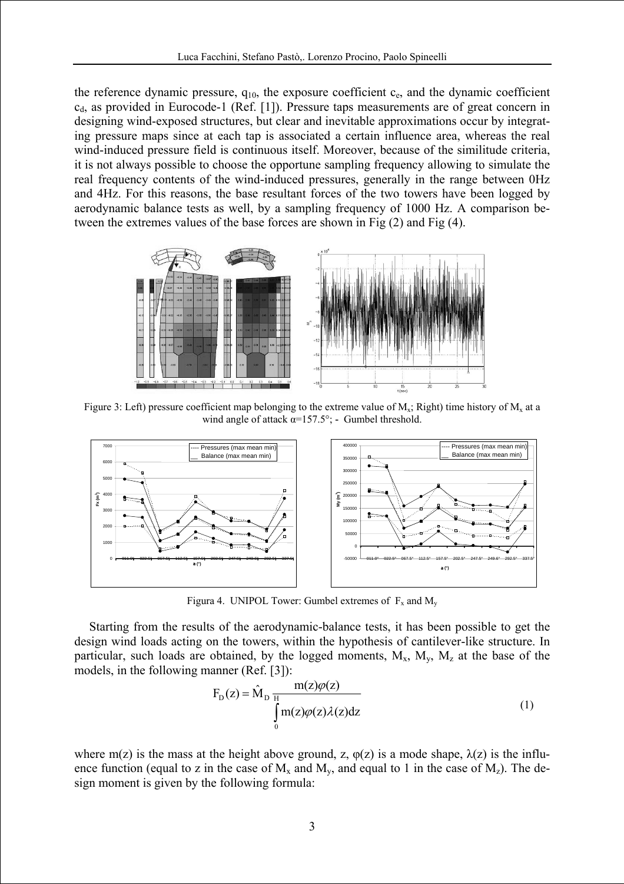the reference dynamic pressure, $q_{10}$, the exposure coefficient $c_e$, and the dynamic coefficient $c_d$, as provided in Eurocode-1 (Ref. [1]). Pressure taps measurements are of great concern in designing wind-exposed structures, but clear and inevitable approximations occur by integrating pressure maps since at each tap is associated a certain influence area, whereas the real wind-induced pressure field is continuous itself. Moreover, because of the similitude criteria, it is not always possible to choose the opportune sampling frequency allowing to simulate the real frequency contents of the wind-induced pressures, generally in the range between 0Hz and 4Hz. For this reasons, the base resultant forces of the two towers have been logged by aerodynamic balance tests as well, by a sampling frequency of 1000 Hz. A comparison between the extremes values of the base forces are shown in Fig (2) and Fig (4).

Figure 3: Left) pressure coefficient map belonging to the extreme value of $M_x$; Right) time history of $M_x$ at a wind angle of attack α=157.5°; - Gumbel threshold.

Figura 4. UNIPOL Tower: Gumbel extremes of $F_x$ and $M_y$

Starting from the results of the aerodynamic-balance tests, it has been possible to get the design wind loads acting on the towers, within the hypothesis of cantilever-like structure. In particular, such loads are obtained, by the logged moments, $M_x$, $M_y$, $M_z$ at the base of the models, in the following manner (Ref. [3]):

$$F_D(z) = \hat{M}_D \frac{m(z)\varphi(z)}{\int_0^H m(z)\varphi(z)\lambda(z)dz} \tag{1}$$

where m(z) is the mass at the height above ground, z, φ(z) is a mode shape, λ(z) is the influence function (equal to z in the case of $M_x$ and $M_y$, and equal to 1 in the case of $M_z$). The design moment is given by the following formula: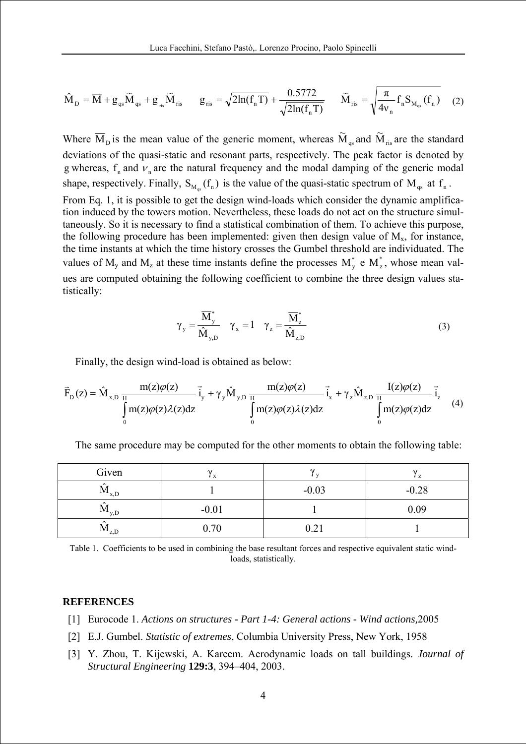$$\hat{M}_D = \overline{M} + g_{qs}\widetilde{M}_{qs} + g_{ris}\widetilde{M}_{ris} \qquad g_{ris} = \sqrt{2\ln(f_n T)} + \frac{0.5772}{\sqrt{2\ln(f_n T)}} \qquad \widetilde{M}_{ris} = \sqrt{\frac{\pi}{4\nu_n} f_n S_{M_{qs}}(f_n)} \tag{2}$$

Where $\overline{M}_D$ is the mean value of the generic moment, whereas $\widetilde{M}_{qs}$ and $\widetilde{M}_{ris}$ are the standard deviations of the quasi-static and resonant parts, respectively. The peak factor is denoted by $g$ whereas, $f_n$ and $\nu_n$ are the natural frequency and the modal damping of the generic modal shape, respectively. Finally, $S_{M_{qs}}(f_n)$ is the value of the quasi-static spectrum of $M_{qs}$ at $f_n$.

From Eq. 1, it is possible to get the design wind-loads which consider the dynamic amplification induced by the towers motion. Nevertheless, these loads do not act on the structure simultaneously. So it is necessary to find a statistical combination of them. To achieve this purpose, the following procedure has been implemented: given then design value of $M_x$, for instance, the time instants at which the time history crosses the Gumbel threshold are individuated. The values of $M_y$ and $M_z$ at these time instants define the processes $M_y^*$ e $M_z^*$, whose mean values are computed obtaining the following coefficient to combine the three design values statistically:

$$\gamma_y = \frac{\overline{M}_y^*}{\hat{M}_{y,D}} \quad \gamma_x = 1 \quad \gamma_z = \frac{\overline{M}_z^*}{\hat{M}_{z,D}} \tag{3}$$

Finally, the design wind-load is obtained as below:

$$\vec{F}_D(z) = \hat{M}_{x,D} \frac{m(z)\varphi(z)}{\int_0^H m(z)\varphi(z)\lambda(z)dz} \vec{i}_y + \gamma_y \hat{M}_{y,D} \frac{m(z)\varphi(z)}{\int_0^H m(z)\varphi(z)\lambda(z)dz} \vec{i}_x + \gamma_z \hat{M}_{z,D} \frac{I(z)\varphi(z)}{\int_0^H m(z)\varphi(z)dz} \vec{i}_z \tag{4}$$

The same procedure may be computed for the other moments to obtain the following table:

| Given | $\gamma_x$ | $\gamma_y$ | $\gamma_z$ |
|---|---|---|---|
| $\hat{M}_{x,D}$ | 1 | -0.03 | -0.28 |
| $\hat{M}_{y,D}$ | -0.01 | 1 | 0.09 |
| $\hat{M}_{z,D}$ | 0.70 | 0.21 | 1 |

Table 1. Coefficients to be used in combining the base resultant forces and respective equivalent static wind-loads, statistically.

## REFERENCES

[1] Eurocode 1. *Actions on structures - Part 1-4: General actions - Wind actions*,2005

[2] E.J. Gumbel. *Statistic of extremes*, Columbia University Press, New York, 1958

[3] Y. Zhou, T. Kijewski, A. Kareem. Aerodynamic loads on tall buildings. *Journal of Structural Engineering* **129:3**, 394–404, 2003.